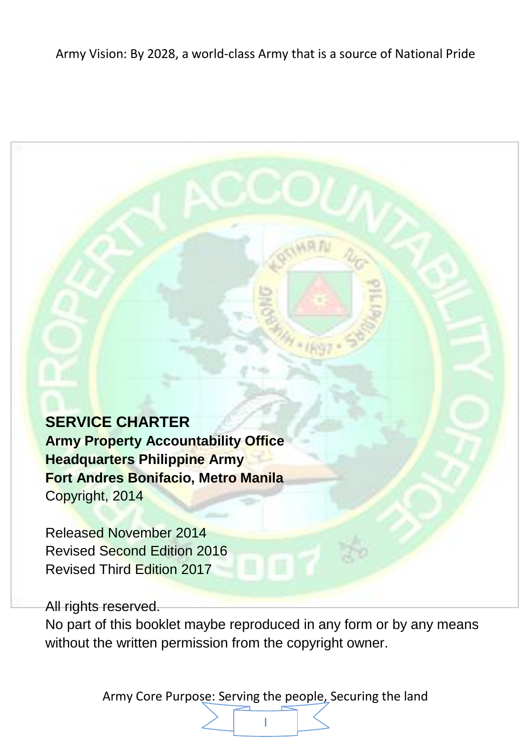# SERVICE CHARTER

**Army Property Accountability Office**
**Headquarters Philippine Army**
**Fort Andres Bonifacio, Metro Manila**
Copyright, 2014

Released November 2014
Revised Second Edition 2016
Revised Third Edition 2017

All rights reserved.
No part of this booklet maybe reproduced in any form or by any means without the written permission from the copyright owner.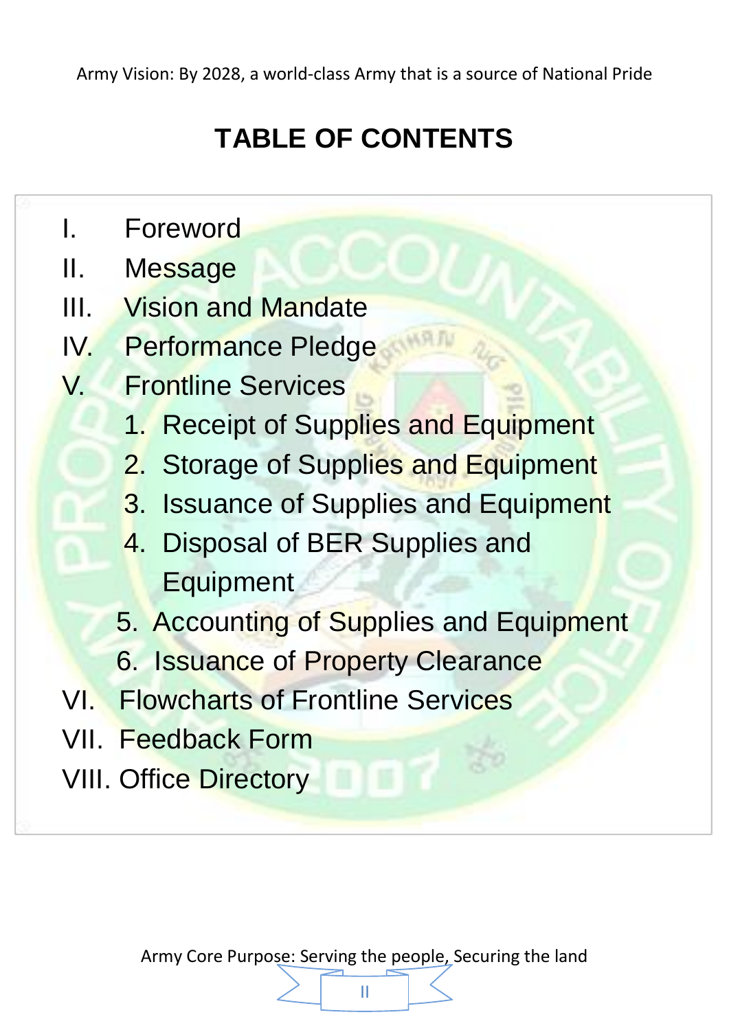# TABLE OF CONTENTS

I. Foreword

II. Message

III. Vision and Mandate

IV. Performance Pledge

V. Frontline Services

1. Receipt of Supplies and Equipment
2. Storage of Supplies and Equipment
3. Issuance of Supplies and Equipment
4. Disposal of BER Supplies and Equipment
5. Accounting of Supplies and Equipment
6. Issuance of Property Clearance

VI. Flowcharts of Frontline Services

VII. Feedback Form

VIII. Office Directory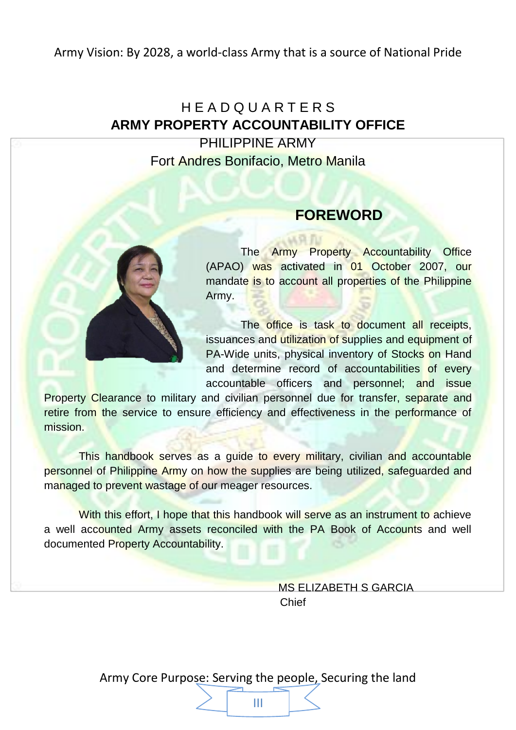HEADQUARTERS
**ARMY PROPERTY ACCOUNTABILITY OFFICE**
PHILIPPINE ARMY
Fort Andres Bonifacio, Metro Manila

# FOREWORD

The Army Property Accountability Office (APAO) was activated in 01 October 2007, our mandate is to account all properties of the Philippine Army.

The office is task to document all receipts, issuances and utilization of supplies and equipment of PA-Wide units, physical inventory of Stocks on Hand and determine record of accountabilities of every accountable officers and personnel; and issue Property Clearance to military and civilian personnel due for transfer, separate and retire from the service to ensure efficiency and effectiveness in the performance of mission.

This handbook serves as a guide to every military, civilian and accountable personnel of Philippine Army on how the supplies are being utilized, safeguarded and managed to prevent wastage of our meager resources.

With this effort, I hope that this handbook will serve as an instrument to achieve a well accounted Army assets reconciled with the PA Book of Accounts and well documented Property Accountability.

MS ELIZABETH S GARCIA
Chief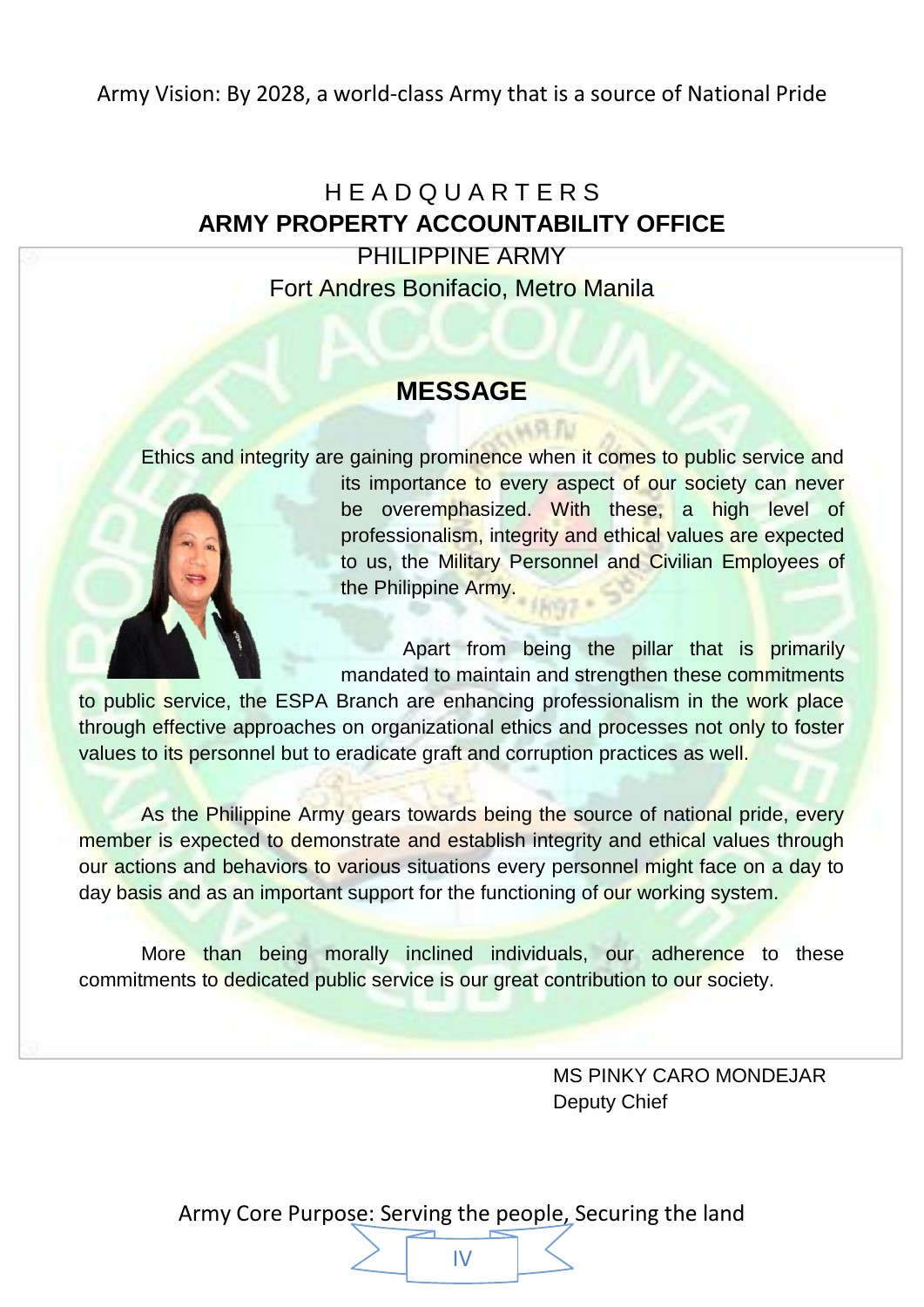Army Vision: By 2028, a world-class Army that is a source of National Pride

HEADQUARTERS
**ARMY PROPERTY ACCOUNTABILITY OFFICE**
PHILIPPINE ARMY
Fort Andres Bonifacio, Metro Manila

## MESSAGE

Ethics and integrity are gaining prominence when it comes to public service and its importance to every aspect of our society can never be overemphasized. With these, a high level of professionalism, integrity and ethical values are expected to us, the Military Personnel and Civilian Employees of the Philippine Army.

Apart from being the pillar that is primarily mandated to maintain and strengthen these commitments to public service, the ESPA Branch are enhancing professionalism in the work place through effective approaches on organizational ethics and processes not only to foster values to its personnel but to eradicate graft and corruption practices as well.

As the Philippine Army gears towards being the source of national pride, every member is expected to demonstrate and establish integrity and ethical values through our actions and behaviors to various situations every personnel might face on a day to day basis and as an important support for the functioning of our working system.

More than being morally inclined individuals, our adherence to these commitments to dedicated public service is our great contribution to our society.

MS PINKY CARO MONDEJAR
Deputy Chief

Army Core Purpose: Serving the people, Securing the land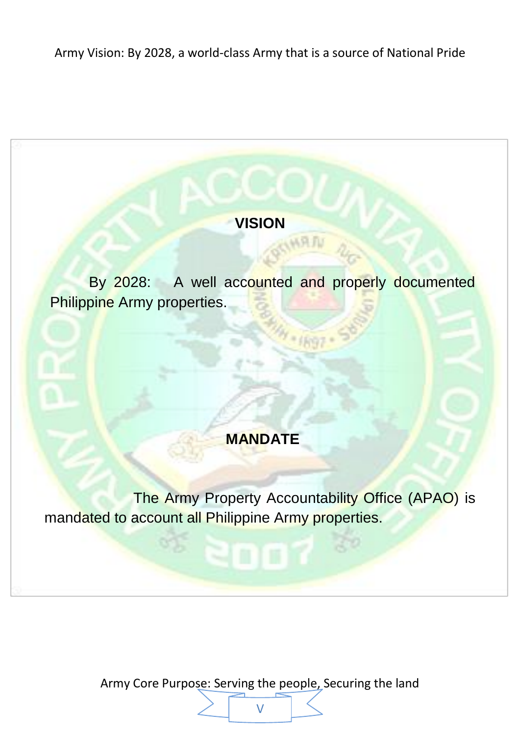## VISION

By 2028: A well accounted and properly documented Philippine Army properties.

## MANDATE

The Army Property Accountability Office (APAO) is mandated to account all Philippine Army properties.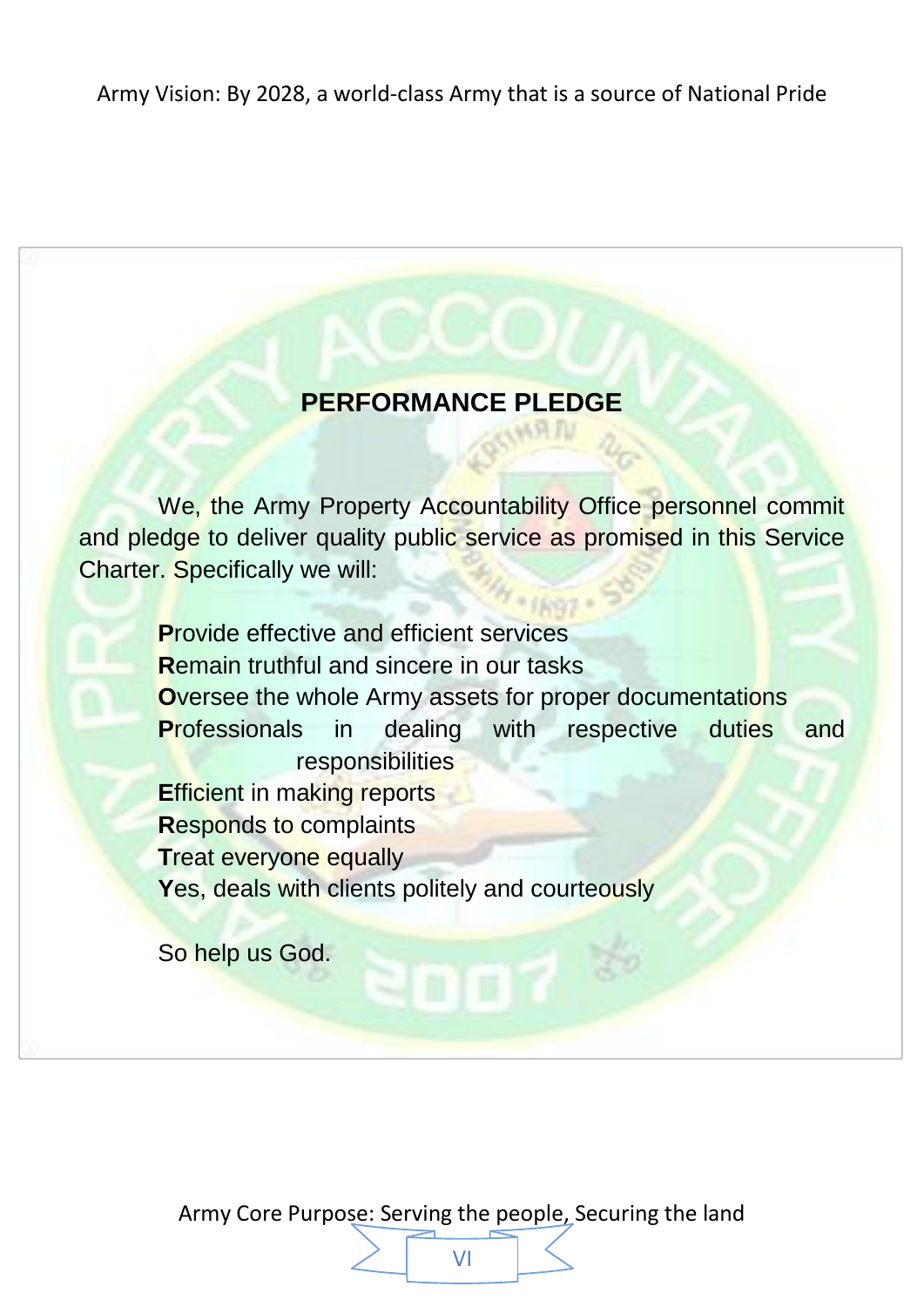## PERFORMANCE PLEDGE

We, the Army Property Accountability Office personnel commit and pledge to deliver quality public service as promised in this Service Charter. Specifically we will:

**P**rovide effective and efficient services
**R**emain truthful and sincere in our tasks
**O**versee the whole Army assets for proper documentations
**P**rofessionals in dealing with respective duties and responsibilities
**E**fficient in making reports
**R**esponds to complaints
**T**reat everyone equally
**Y**es, deals with clients politely and courteously

So help us God.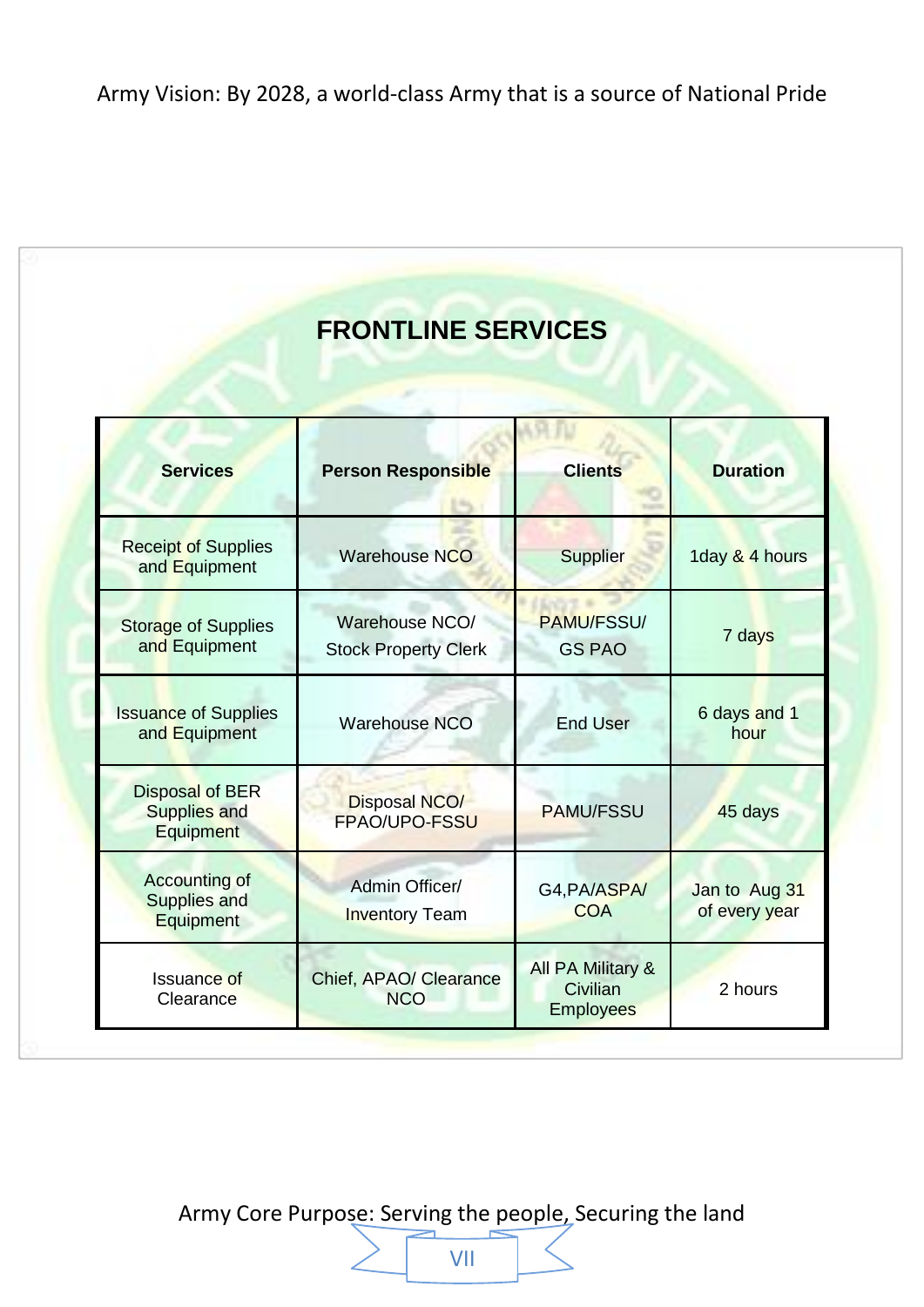# FRONTLINE SERVICES

| Services | Person Responsible | Clients | Duration |
|---|---|---|---|
| Receipt of Supplies and Equipment | Warehouse NCO | Supplier | 1day & 4 hours |
| Storage of Supplies and Equipment | Warehouse NCO/ Stock Property Clerk | PAMU/FSSU/ GS PAO | 7 days |
| Issuance of Supplies and Equipment | Warehouse NCO | End User | 6 days and 1 hour |
| Disposal of BER Supplies and Equipment | Disposal NCO/ FPAO/UPO-FSSU | PAMU/FSSU | 45 days |
| Accounting of Supplies and Equipment | Admin Officer/ Inventory Team | G4,PA/ASPA/ COA | Jan to Aug 31 of every year |
| Issuance of Clearance | Chief, APAO/ Clearance NCO | All PA Military & Civilian Employees | 2 hours |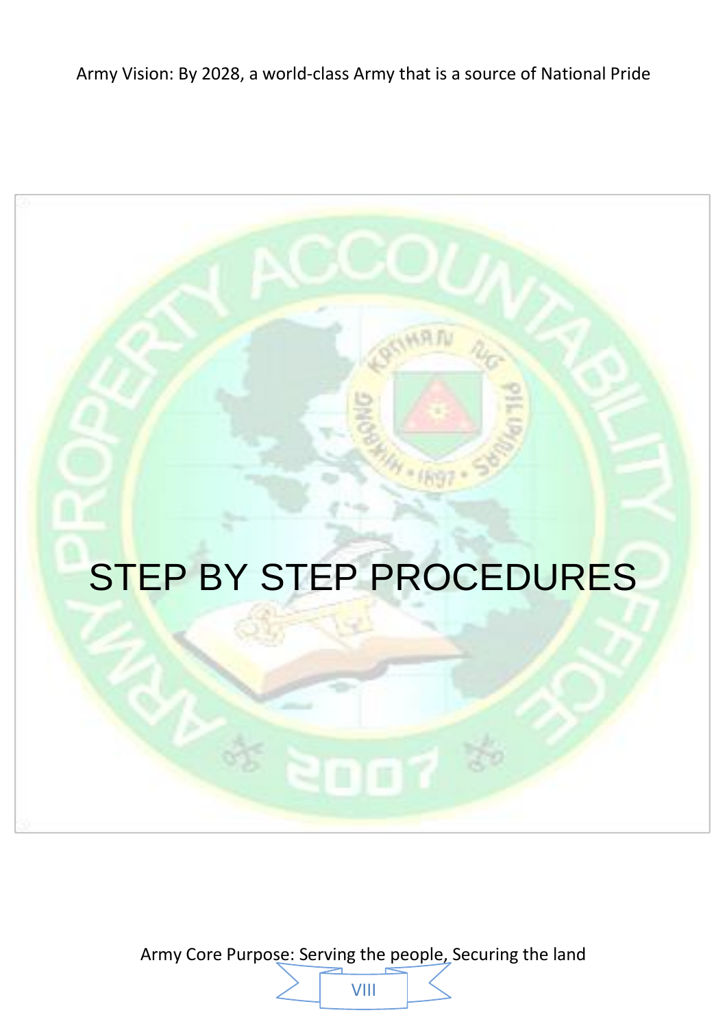# STEP BY STEP PROCEDURES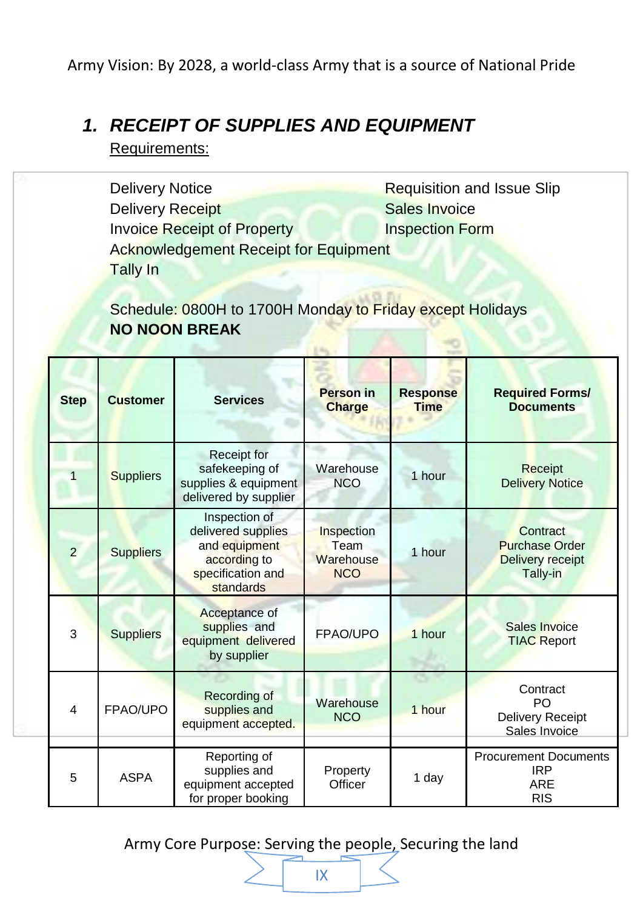## 1. RECEIPT OF SUPPLIES AND EQUIPMENT

Requirements:

Delivery Notice
Delivery Receipt
Invoice Receipt of Property
Acknowledgement Receipt for Equipment
Tally In
Requisition and Issue Slip
Sales Invoice
Inspection Form

Schedule: 0800H to 1700H Monday to Friday except Holidays
**NO NOON BREAK**

| Step | Customer | Services | Person in Charge | Response Time | Required Forms/ Documents |
|---|---|---|---|---|---|
| 1 | Suppliers | Receipt for safekeeping of supplies & equipment delivered by supplier | Warehouse NCO | 1 hour | Receipt<br>Delivery Notice |
| 2 | Suppliers | Inspection of delivered supplies and equipment according to specification and standards | Inspection Team<br>Warehouse NCO | 1 hour | Contract<br>Purchase Order<br>Delivery receipt<br>Tally-in |
| 3 | Suppliers | Acceptance of supplies and equipment delivered by supplier | FPAO/UPO | 1 hour | Sales Invoice<br>TIAC Report |
| 4 | FPAO/UPO | Recording of supplies and equipment accepted. | Warehouse NCO | 1 hour | Contract<br>PO<br>Delivery Receipt<br>Sales Invoice |
| 5 | ASPA | Reporting of supplies and equipment accepted for proper booking | Property Officer | 1 day | Procurement Documents<br>IRP<br>ARE<br>RIS |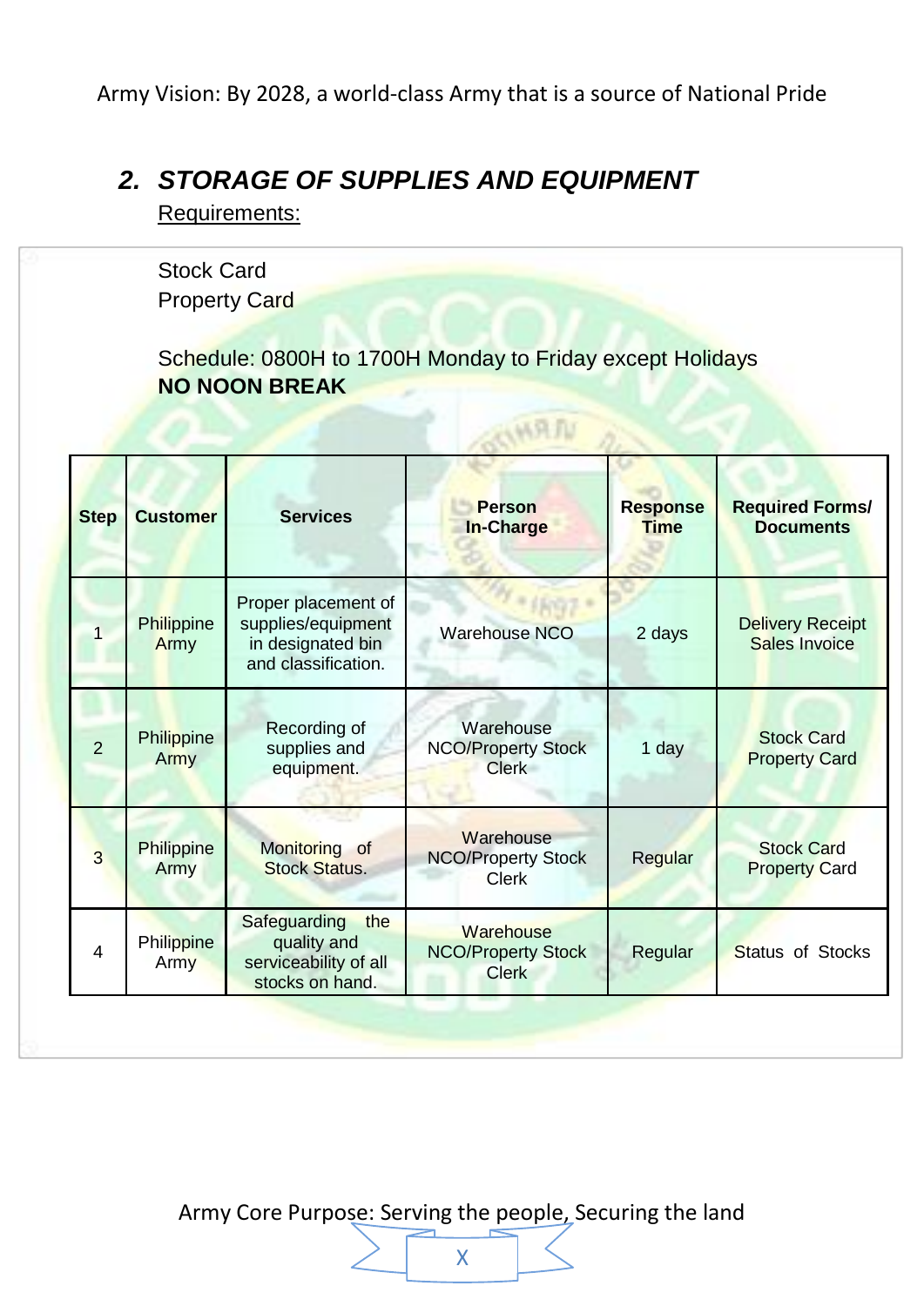## 2. *STORAGE OF SUPPLIES AND EQUIPMENT*

Requirements:

Stock Card
Property Card

Schedule: 0800H to 1700H Monday to Friday except Holidays
**NO NOON BREAK**

| Step | Customer | Services | Person In-Charge | Response Time | Required Forms/ Documents |
|---|---|---|---|---|---|
| 1 | Philippine Army | Proper placement of supplies/equipment in designated bin and classification. | Warehouse NCO | 2 days | Delivery Receipt Sales Invoice |
| 2 | Philippine Army | Recording of supplies and equipment. | Warehouse NCO/Property Stock Clerk | 1 day | Stock Card Property Card |
| 3 | Philippine Army | Monitoring of Stock Status. | Warehouse NCO/Property Stock Clerk | Regular | Stock Card Property Card |
| 4 | Philippine Army | Safeguarding the quality and serviceability of all stocks on hand. | Warehouse NCO/Property Stock Clerk | Regular | Status of Stocks |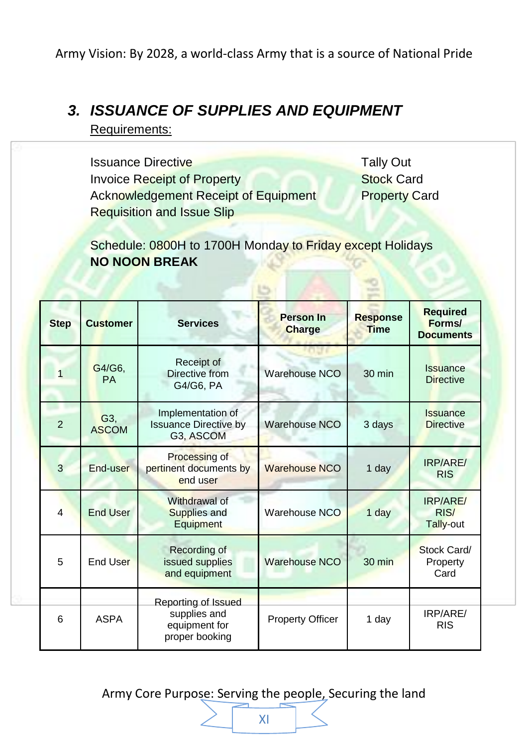## 3. *ISSUANCE OF SUPPLIES AND EQUIPMENT*

Requirements:

Issuance Directive
Invoice Receipt of Property
Acknowledgement Receipt of Equipment
Requisition and Issue Slip
Tally Out
Stock Card
Property Card

Schedule: 0800H to 1700H Monday to Friday except Holidays
**NO NOON BREAK**

| Step | Customer | Services | Person In Charge | Response Time | Required Forms/ Documents |
|---|---|---|---|---|---|
| 1 | G4/G6, PA | Receipt of Directive from G4/G6, PA | Warehouse NCO | 30 min | Issuance Directive |
| 2 | G3, ASCOM | Implementation of Issuance Directive by G3, ASCOM | Warehouse NCO | 3 days | Issuance Directive |
| 3 | End-user | Processing of pertinent documents by end user | Warehouse NCO | 1 day | IRP/ARE/ RIS |
| 4 | End User | Withdrawal of Supplies and Equipment | Warehouse NCO | 1 day | IRP/ARE/ RIS/ Tally-out |
| 5 | End User | Recording of issued supplies and equipment | Warehouse NCO | 30 min | Stock Card/ Property Card |
| 6 | ASPA | Reporting of Issued supplies and equipment for proper booking | Property Officer | 1 day | IRP/ARE/ RIS |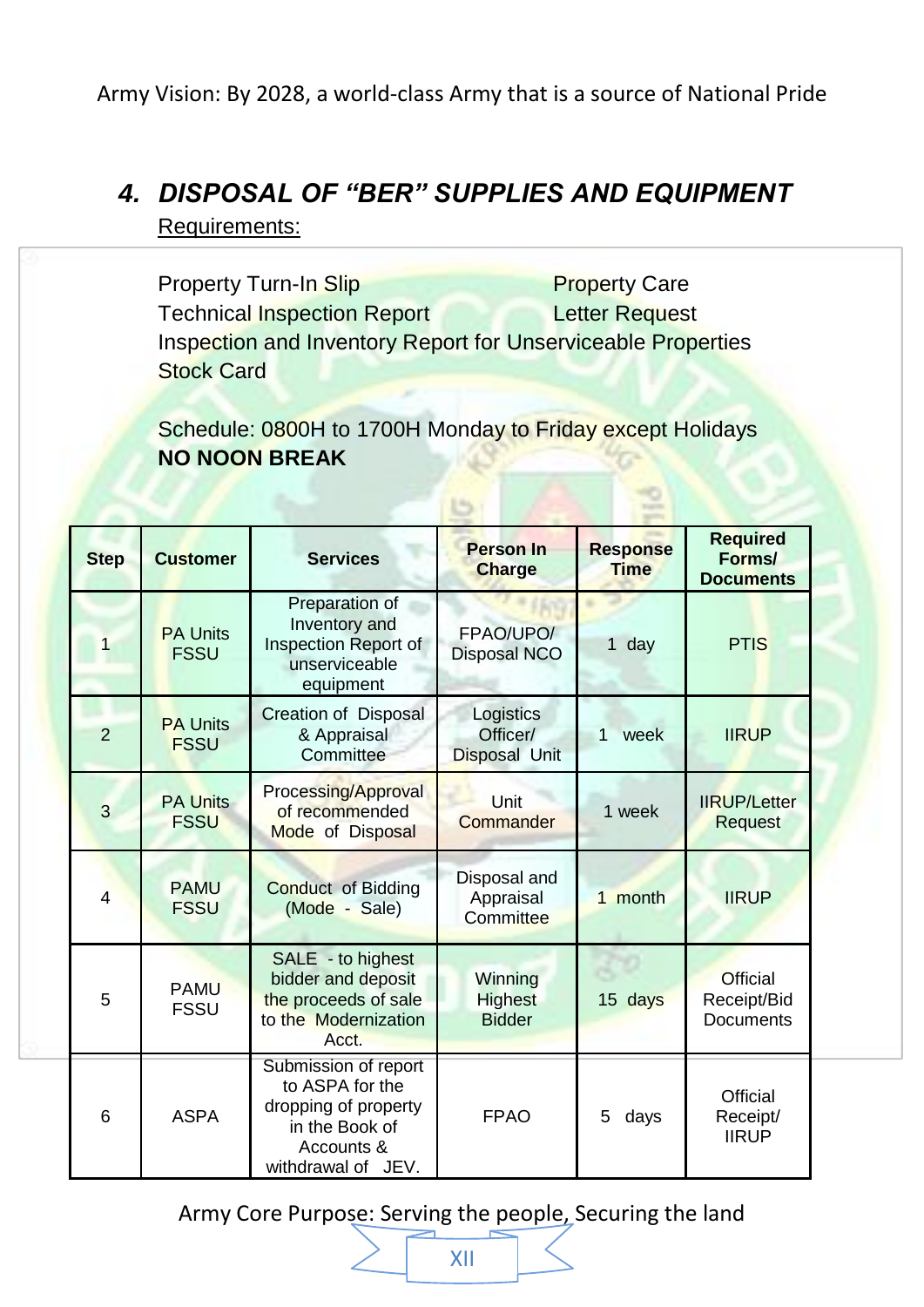## 4. *DISPOSAL OF "BER" SUPPLIES AND EQUIPMENT*

Requirements:

Property Turn-In Slip
Property Care
Technical Inspection Report
Letter Request
Inspection and Inventory Report for Unserviceable Properties
Stock Card

Schedule: 0800H to 1700H Monday to Friday except Holidays
**NO NOON BREAK**

| Step | Customer | Services | Person In Charge | Response Time | Required Forms/ Documents |
|---|---|---|---|---|---|
| 1 | PA Units FSSU | Preparation of Inventory and Inspection Report of unserviceable equipment | FPAO/UPO/ Disposal NCO | 1 day | PTIS |
| 2 | PA Units FSSU | Creation of Disposal & Appraisal Committee | Logistics Officer/ Disposal Unit | 1 week | IIRUP |
| 3 | PA Units FSSU | Processing/Approval of recommended Mode of Disposal | Unit Commander | 1 week | IIRUP/Letter Request |
| 4 | PAMU FSSU | Conduct of Bidding (Mode - Sale) | Disposal and Appraisal Committee | 1 month | IIRUP |
| 5 | PAMU FSSU | SALE - to highest bidder and deposit the proceeds of sale to the Modernization Acct. | Winning Highest Bidder | 15 days | Official Receipt/Bid Documents |
| 6 | ASPA | Submission of report to ASPA for the dropping of property in the Book of Accounts & withdrawal of JEV. | FPAO | 5 days | Official Receipt/ IIRUP |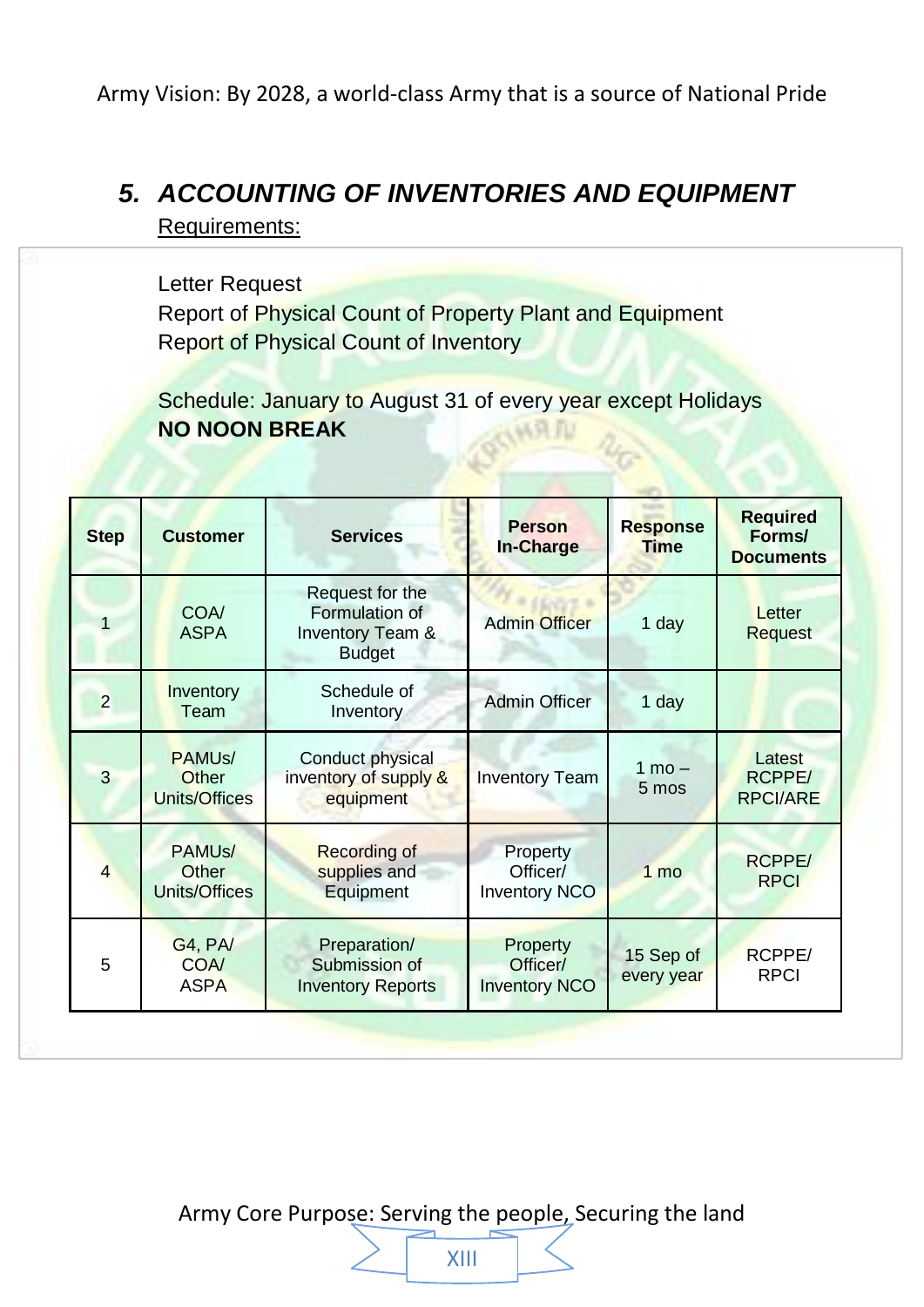## 5. *ACCOUNTING OF INVENTORIES AND EQUIPMENT*

Requirements:

Letter Request
Report of Physical Count of Property Plant and Equipment
Report of Physical Count of Inventory

Schedule: January to August 31 of every year except Holidays
**NO NOON BREAK**

| Step | Customer | Services | Person In-Charge | Response Time | Required Forms/ Documents |
|---|---|---|---|---|---|
| 1 | COA/ ASPA | Request for the Formulation of Inventory Team & Budget | Admin Officer | 1 day | Letter Request |
| 2 | Inventory Team | Schedule of Inventory | Admin Officer | 1 day | |
| 3 | PAMUs/ Other Units/Offices | Conduct physical inventory of supply & equipment | Inventory Team | 1 mo – 5 mos | Latest RCPPE/ RPCI/ARE |
| 4 | PAMUs/ Other Units/Offices | Recording of supplies and Equipment | Property Officer/ Inventory NCO | 1 mo | RCPPE/ RPCI |
| 5 | G4, PA/ COA/ ASPA | Preparation/ Submission of Inventory Reports | Property Officer/ Inventory NCO | 15 Sep of every year | RCPPE/ RPCI |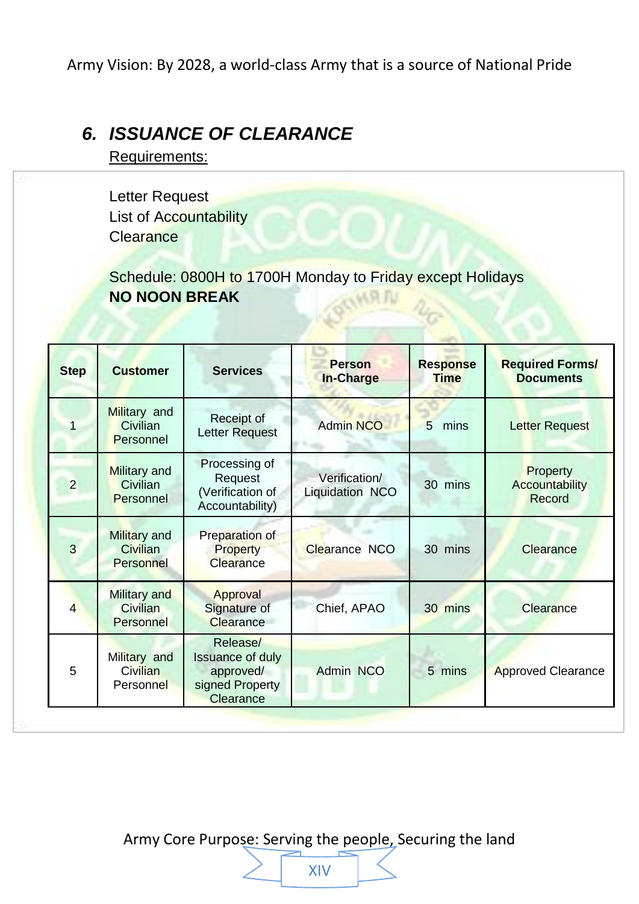## 6. *ISSUANCE OF CLEARANCE*

Requirements:

Letter Request
List of Accountability
Clearance

Schedule: 0800H to 1700H Monday to Friday except Holidays
**NO NOON BREAK**

| Step | Customer | Services | Person In-Charge | Response Time | Required Forms/ Documents |
|---|---|---|---|---|---|
| 1 | Military and Civilian Personnel | Receipt of Letter Request | Admin NCO | 5 mins | Letter Request |
| 2 | Military and Civilian Personnel | Processing of Request (Verification of Accountability) | Verification/ Liquidation NCO | 30 mins | Property Accountability Record |
| 3 | Military and Civilian Personnel | Preparation of Property Clearance | Clearance NCO | 30 mins | Clearance |
| 4 | Military and Civilian Personnel | Approval Signature of Clearance | Chief, APAO | 30 mins | Clearance |
| 5 | Military and Civilian Personnel | Release/ Issuance of duly approved/ signed Property Clearance | Admin NCO | 5 mins | Approved Clearance |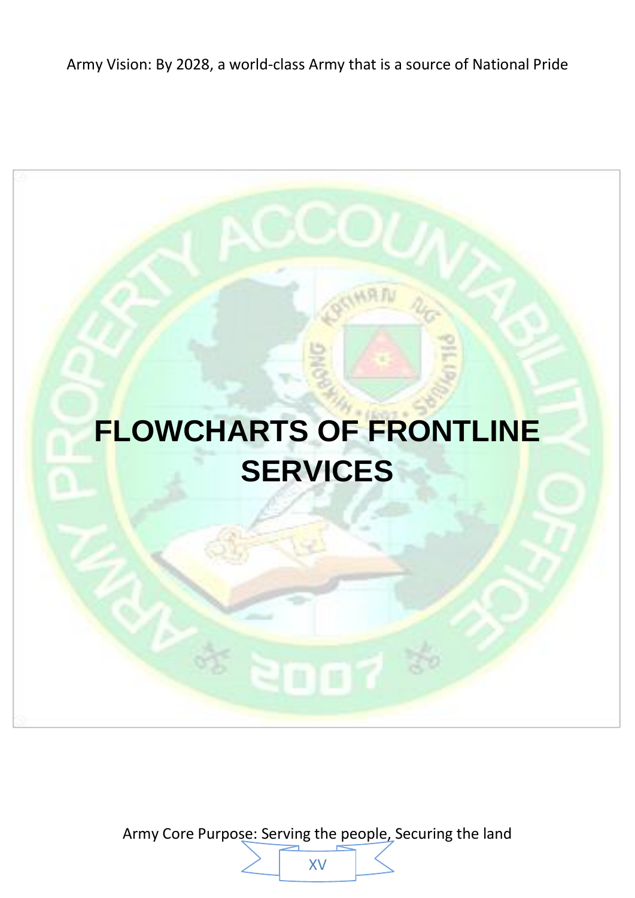# FLOWCHARTS OF FRONTLINE SERVICES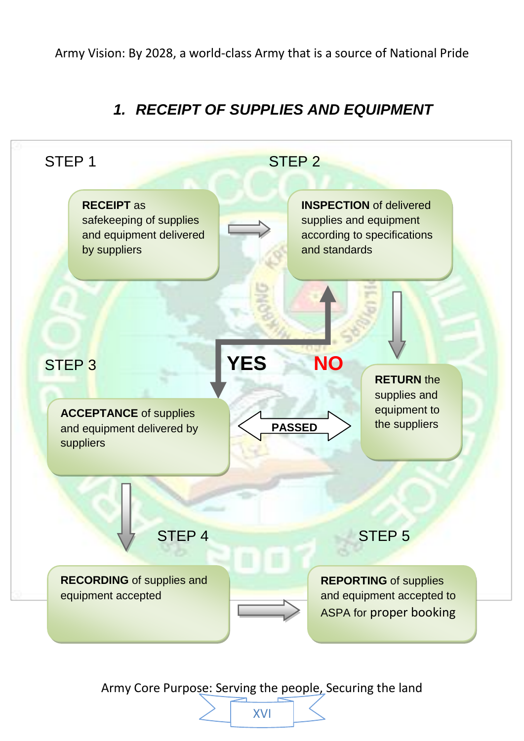## 1. *RECEIPT OF SUPPLIES AND EQUIPMENT*

STEP 1

**RECEIPT** as safekeeping of supplies and equipment delivered by suppliers

STEP 2

**INSPECTION** of delivered supplies and equipment according to specifications and standards

**YES** **NO**

STEP 3

**ACCEPTANCE** of supplies and equipment delivered by suppliers

**PASSED**

**RETURN** the supplies and equipment to the suppliers

STEP 4

**RECORDING** of supplies and equipment accepted

STEP 5

**REPORTING** of supplies and equipment accepted to ASPA for proper booking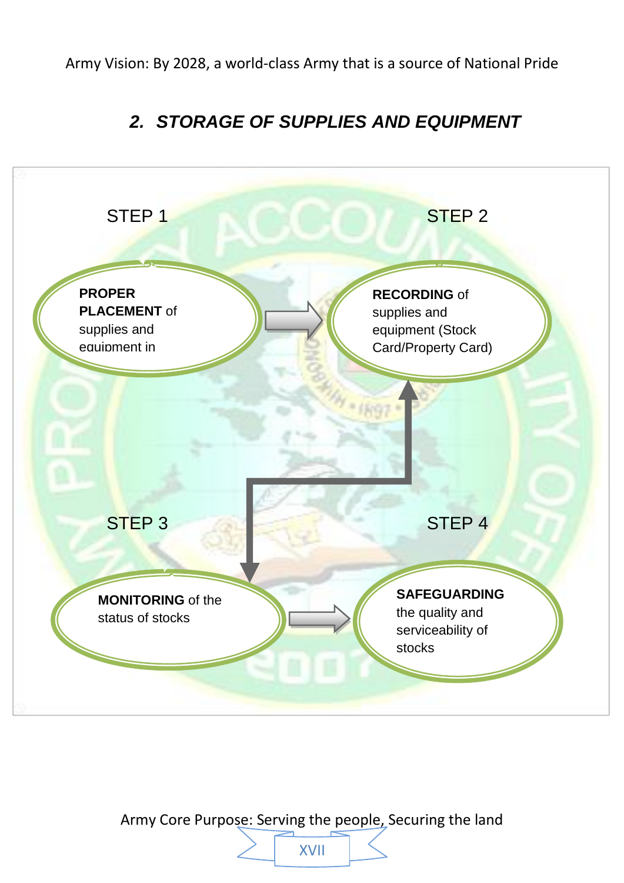## 2. STORAGE OF SUPPLIES AND EQUIPMENT

STEP 1

**PROPER PLACEMENT** of supplies and equipment in

STEP 2

**RECORDING** of supplies and equipment (Stock Card/Property Card)

STEP 3

**MONITORING** of the status of stocks

STEP 4

**SAFEGUARDING** the quality and serviceability of stocks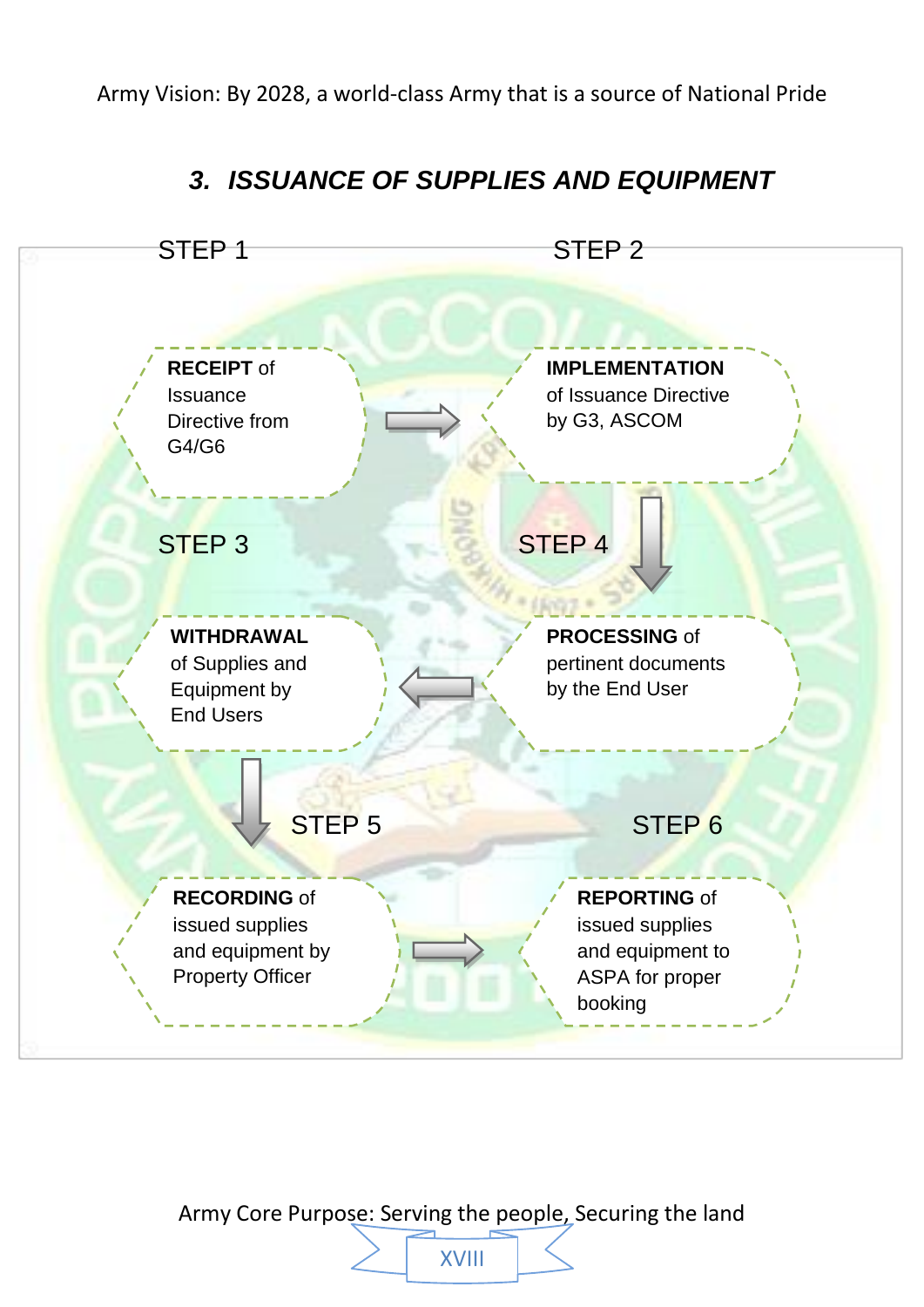### 3. *ISSUANCE OF SUPPLIES AND EQUIPMENT*

STEP 1

**RECEIPT** of Issuance Directive from G4/G6

STEP 2

**IMPLEMENTATION** of Issuance Directive by G3, ASCOM

STEP 3

**WITHDRAWAL** of Supplies and Equipment by End Users

STEP 4

**PROCESSING** of pertinent documents by the End User

STEP 5

**RECORDING** of issued supplies and equipment by Property Officer

STEP 6

**REPORTING** of issued supplies and equipment to ASPA for proper booking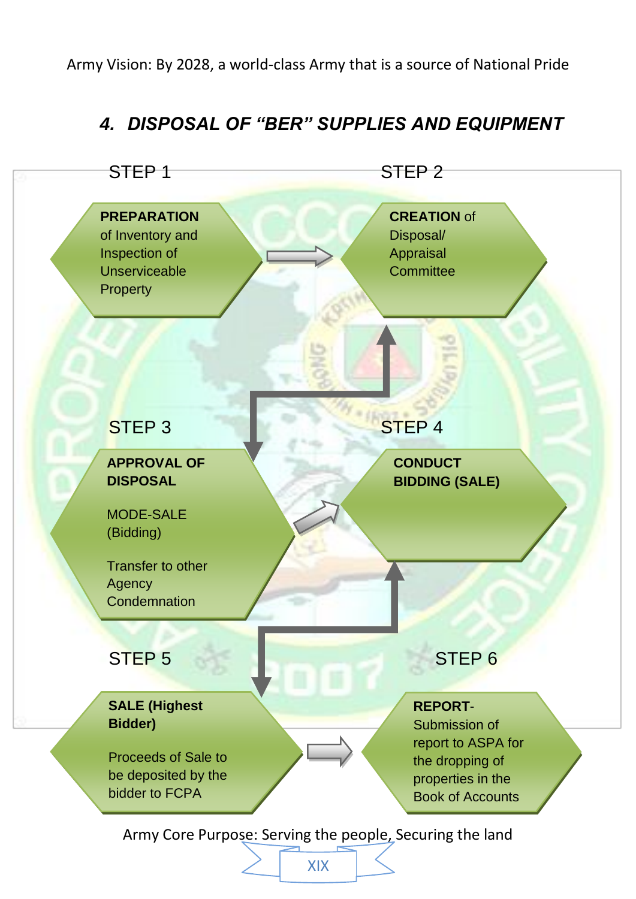## 4. DISPOSAL OF “BER” SUPPLIES AND EQUIPMENT

**STEP 1**

**PREPARATION** of Inventory and Inspection of Unserviceable Property

**STEP 2**

**CREATION** of Disposal/ Appraisal Committee

**STEP 3**

**APPROVAL OF DISPOSAL**

MODE-SALE (Bidding)

Transfer to other Agency
Condemnation

**STEP 4**

**CONDUCT BIDDING (SALE)**

**STEP 5**

**SALE (Highest Bidder)**

Proceeds of Sale to be deposited by the bidder to FCPA

**STEP 6**

**REPORT**- Submission of report to ASPA for the dropping of properties in the Book of Accounts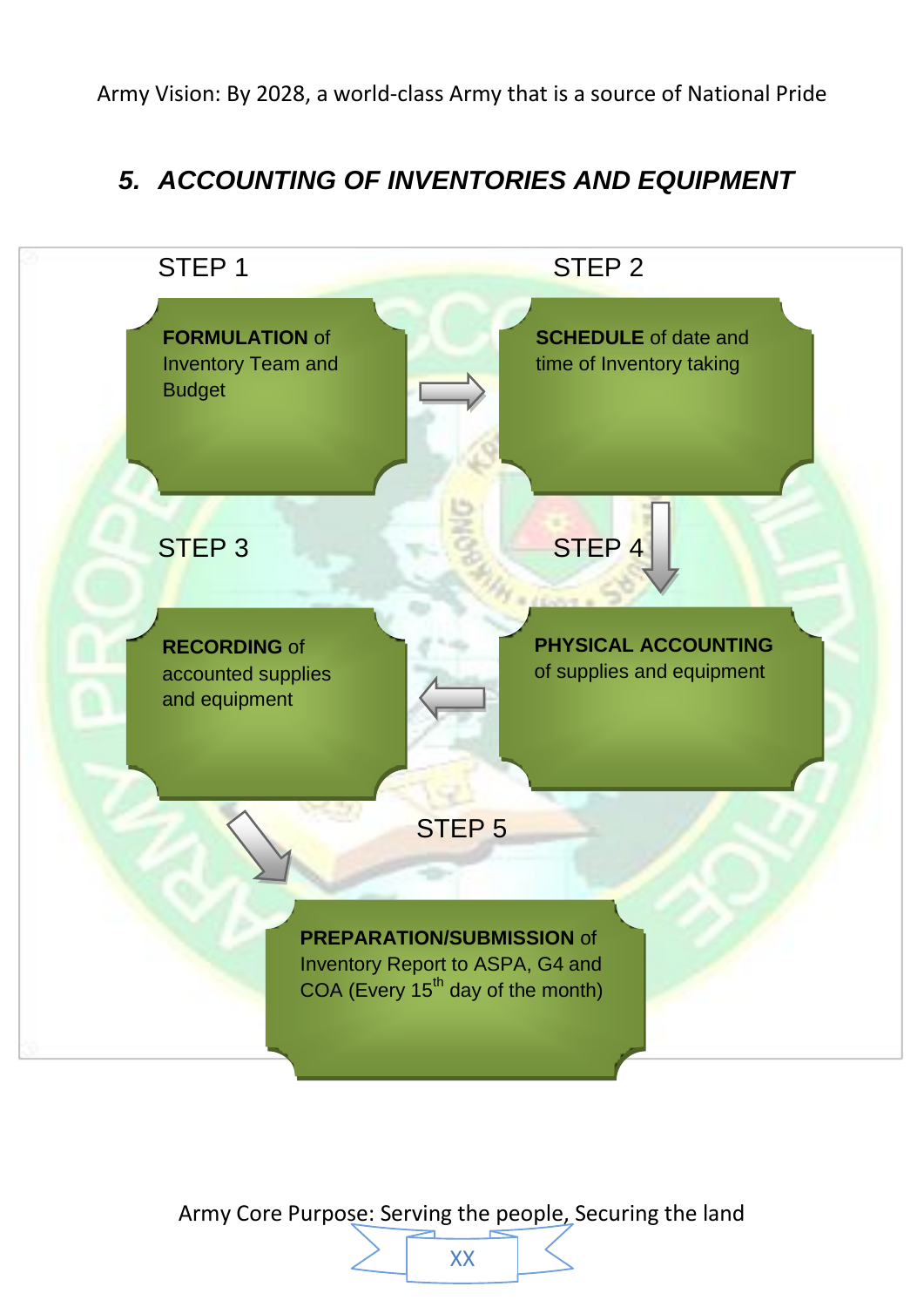## 5. *ACCOUNTING OF INVENTORIES AND EQUIPMENT*

**STEP 1**

**FORMULATION** of Inventory Team and Budget

**STEP 2**

**SCHEDULE** of date and time of Inventory taking

**STEP 3**

**RECORDING** of accounted supplies and equipment

**STEP 4**

**PHYSICAL ACCOUNTING** of supplies and equipment

**STEP 5**

**PREPARATION/SUBMISSION** of Inventory Report to ASPA, G4 and COA (Every 15th day of the month)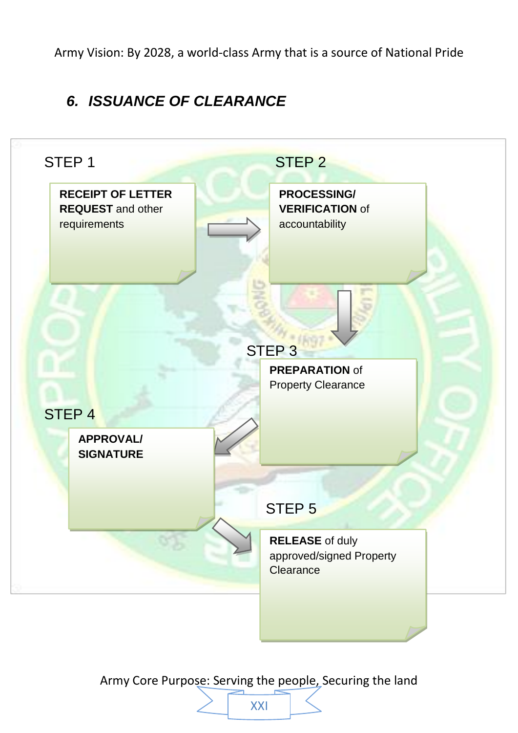## 6. ISSUANCE OF CLEARANCE

STEP 1

**RECEIPT OF LETTER REQUEST** and other requirements

STEP 2

**PROCESSING/ VERIFICATION** of accountability

STEP 3

**PREPARATION** of Property Clearance

STEP 4

**APPROVAL/ SIGNATURE**

STEP 5

**RELEASE** of duly approved/signed Property Clearance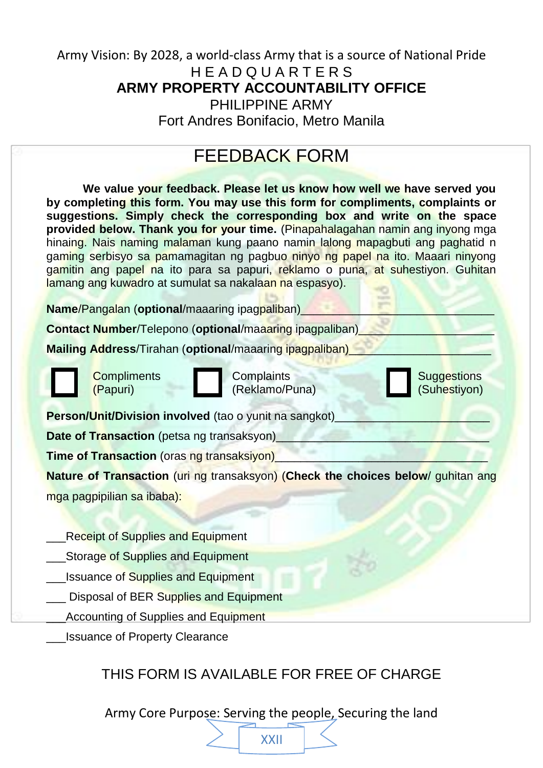Army Vision: By 2028, a world-class Army that is a source of National Pride

H E A D Q U A R T E R S

**ARMY PROPERTY ACCOUNTABILITY OFFICE**

PHILIPPINE ARMY

Fort Andres Bonifacio, Metro Manila

# FEEDBACK FORM

**We value your feedback. Please let us know how well we have served you by completing this form. You may use this form for compliments, complaints or suggestions. Simply check the corresponding box and write on the space provided below. Thank you for your time.** (Pinapahalagahan namin ang inyong mga hinaing. Nais naming malaman kung paano namin lalong mapagbuti ang paghatid n gaming serbisyo sa pamamagitan ng pagbuo ninyo ng papel na ito. Maaari ninyong gamitin ang papel na ito para sa papuri, reklamo o puna, at suhestiyon. Guhitan lamang ang kuwadro at sumulat sa nakalaan na espasyo).

**Name**/Pangalan (**optional**/maaaring ipagpaliban)______________________________

**Contact Number**/Telepono (**optional**/maaaring ipagpaliban)____________________

**Mailing Address**/Tirahan (**optional**/maaaring ipagpaliban)______________________

☐ Compliments (Papuri)  ☐ Complaints (Reklamo/Puna)  ☐ Suggestions (Suhestiyon)

**Person/Unit/Division involved** (tao o yunit na sangkot)________________________

**Date of Transaction** (petsa ng transaksyon)_________________________________

**Time of Transaction** (oras ng transaksiyon)_________________________________

**Nature of Transaction** (uri ng transaksyon) (**Check the choices below**/ guhitan ang mga pagpipilian sa ibaba):

___Receipt of Supplies and Equipment

___Storage of Supplies and Equipment

___Issuance of Supplies and Equipment

___ Disposal of BER Supplies and Equipment

___Accounting of Supplies and Equipment

___Issuance of Property Clearance

THIS FORM IS AVAILABLE FOR FREE OF CHARGE

Army Core Purpose: Serving the people, Securing the land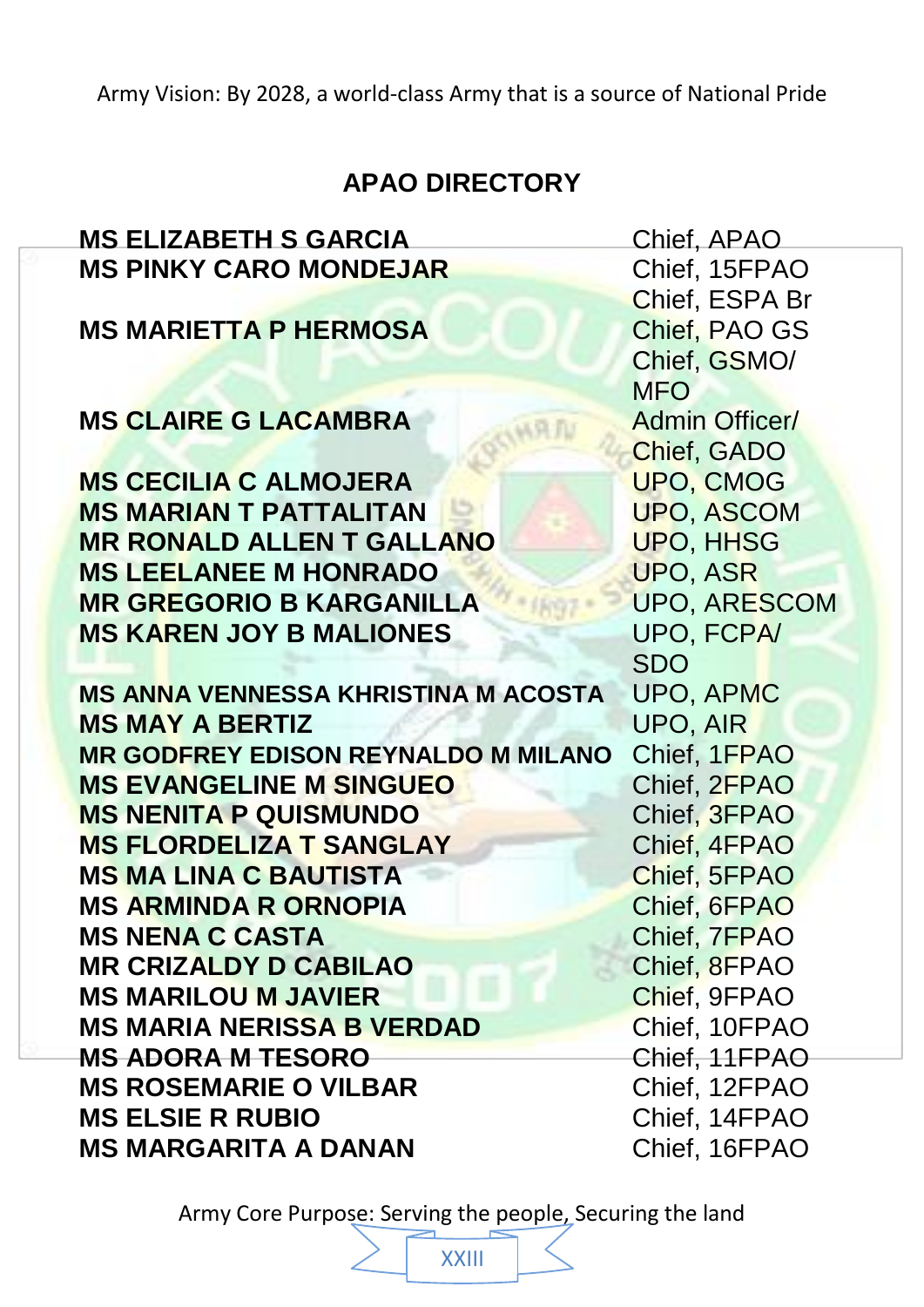## APAO DIRECTORY

| | |
|---|---|
| **MS ELIZABETH S GARCIA** | Chief, APAO |
| **MS PINKY CARO MONDEJAR** | Chief, 15FPAO |
| | Chief, ESPA Br |
| **MS MARIETTA P HERMOSA** | Chief, PAO GS |
| | Chief, GSMO/ MFO |
| **MS CLAIRE G LACAMBRA** | Admin Officer/ Chief, GADO |
| **MS CECILIA C ALMOJERA** | UPO, CMOG |
| **MS MARIAN T PATTALITAN** | UPO, ASCOM |
| **MR RONALD ALLEN T GALLANO** | UPO, HHSG |
| **MS LEELANEE M HONRADO** | UPO, ASR |
| **MR GREGORIO B KARGANILLA** | UPO, ARESCOM |
| **MS KAREN JOY B MALIONES** | UPO, FCPA/ SDO |
| **MS ANNA VENNESSA KHRISTINA M ACOSTA** | UPO, APMC |
| **MS MAY A BERTIZ** | UPO, AIR |
| **MR GODFREY EDISON REYNALDO M MILANO** | Chief, 1FPAO |
| **MS EVANGELINE M SINGUEO** | Chief, 2FPAO |
| **MS NENITA P QUISMUNDO** | Chief, 3FPAO |
| **MS FLORDELIZA T SANGLAY** | Chief, 4FPAO |
| **MS MA LINA C BAUTISTA** | Chief, 5FPAO |
| **MS ARMINDA R ORNOPIA** | Chief, 6FPAO |
| **MS NENA C CASTA** | Chief, 7FPAO |
| **MR CRIZALDY D CABILAO** | Chief, 8FPAO |
| **MS MARILOU M JAVIER** | Chief, 9FPAO |
| **MS MARIA NERISSA B VERDAD** | Chief, 10FPAO |
| **MS ADORA M TESORO** | Chief, 11FPAO |
| **MS ROSEMARIE O VILBAR** | Chief, 12FPAO |
| **MS ELSIE R RUBIO** | Chief, 14FPAO |
| **MS MARGARITA A DANAN** | Chief, 16FPAO |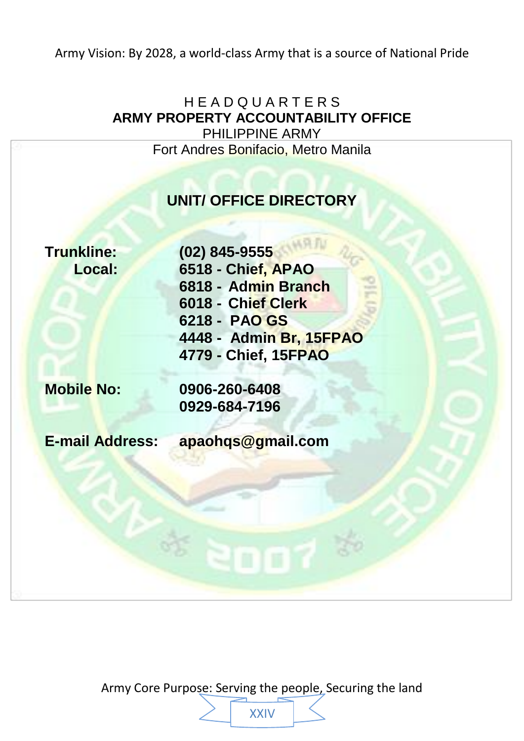Army Vision: By 2028, a world-class Army that is a source of National Pride

HEADQUARTERS
**ARMY PROPERTY ACCOUNTABILITY OFFICE**
PHILIPPINE ARMY
Fort Andres Bonifacio, Metro Manila

## UNIT/ OFFICE DIRECTORY

| | |
|---|---|
| **Trunkline:** | **(02) 845-9555** |
| **Local:** | **6518 - Chief, APAO** |
| | **6818 - Admin Branch** |
| | **6018 - Chief Clerk** |
| | **6218 - PAO GS** |
| | **4448 - Admin Br, 15FPAO** |
| | **4779 - Chief, 15FPAO** |
| **Mobile No:** | **0906-260-6408** |
| | **0929-684-7196** |
| **E-mail Address:** | **apaohqs@gmail.com** |

Army Core Purpose: Serving the people, Securing the land